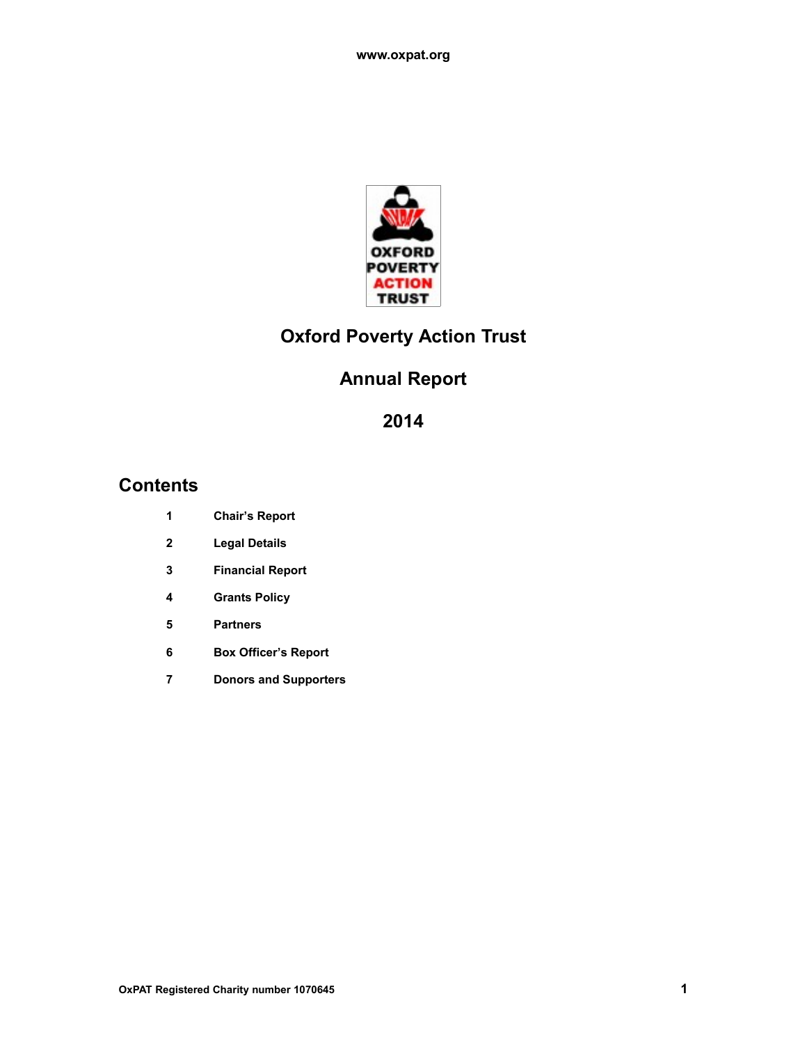www.oxpat.org

OXFORD POVERTY ACTION TRUST

# Oxford Poverty Action Trust

## Annual Report

## 2014

## Contents

1. **Chair's Report**
2. **Legal Details**
3. **Financial Report**
4. **Grants Policy**
5. **Partners**
6. **Box Officer's Report**
7. **Donors and Supporters**

OxPAT Registered Charity number 1070645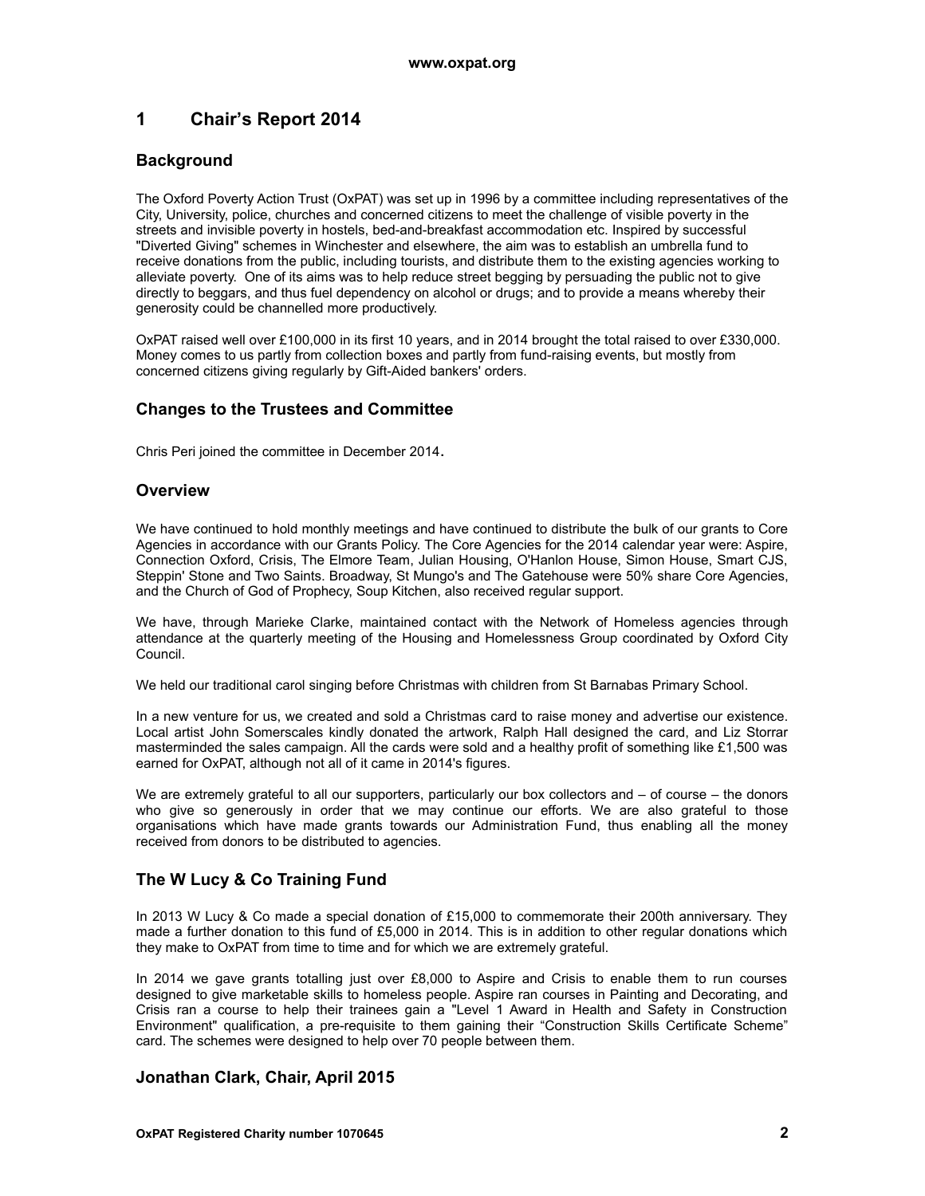# 1 Chair's Report 2014

## Background

The Oxford Poverty Action Trust (OxPAT) was set up in 1996 by a committee including representatives of the City, University, police, churches and concerned citizens to meet the challenge of visible poverty in the streets and invisible poverty in hostels, bed-and-breakfast accommodation etc. Inspired by successful "Diverted Giving" schemes in Winchester and elsewhere, the aim was to establish an umbrella fund to receive donations from the public, including tourists, and distribute them to the existing agencies working to alleviate poverty. One of its aims was to help reduce street begging by persuading the public not to give directly to beggars, and thus fuel dependency on alcohol or drugs; and to provide a means whereby their generosity could be channelled more productively.

OxPAT raised well over £100,000 in its first 10 years, and in 2014 brought the total raised to over £330,000. Money comes to us partly from collection boxes and partly from fund-raising events, but mostly from concerned citizens giving regularly by Gift-Aided bankers' orders.

## Changes to the Trustees and Committee

Chris Peri joined the committee in December 2014.

## Overview

We have continued to hold monthly meetings and have continued to distribute the bulk of our grants to Core Agencies in accordance with our Grants Policy. The Core Agencies for the 2014 calendar year were: Aspire, Connection Oxford, Crisis, The Elmore Team, Julian Housing, O'Hanlon House, Simon House, Smart CJS, Steppin' Stone and Two Saints. Broadway, St Mungo's and The Gatehouse were 50% share Core Agencies, and the Church of God of Prophecy, Soup Kitchen, also received regular support.

We have, through Marieke Clarke, maintained contact with the Network of Homeless agencies through attendance at the quarterly meeting of the Housing and Homelessness Group coordinated by Oxford City Council.

We held our traditional carol singing before Christmas with children from St Barnabas Primary School.

In a new venture for us, we created and sold a Christmas card to raise money and advertise our existence. Local artist John Somerscales kindly donated the artwork, Ralph Hall designed the card, and Liz Storrar masterminded the sales campaign. All the cards were sold and a healthy profit of something like £1,500 was earned for OxPAT, although not all of it came in 2014's figures.

We are extremely grateful to all our supporters, particularly our box collectors and – of course – the donors who give so generously in order that we may continue our efforts. We are also grateful to those organisations which have made grants towards our Administration Fund, thus enabling all the money received from donors to be distributed to agencies.

## The W Lucy & Co Training Fund

In 2013 W Lucy & Co made a special donation of £15,000 to commemorate their 200th anniversary. They made a further donation to this fund of £5,000 in 2014. This is in addition to other regular donations which they make to OxPAT from time to time and for which we are extremely grateful.

In 2014 we gave grants totalling just over £8,000 to Aspire and Crisis to enable them to run courses designed to give marketable skills to homeless people. Aspire ran courses in Painting and Decorating, and Crisis ran a course to help their trainees gain a "Level 1 Award in Health and Safety in Construction Environment" qualification, a pre-requisite to them gaining their "Construction Skills Certificate Scheme" card. The schemes were designed to help over 70 people between them.

## Jonathan Clark, Chair, April 2015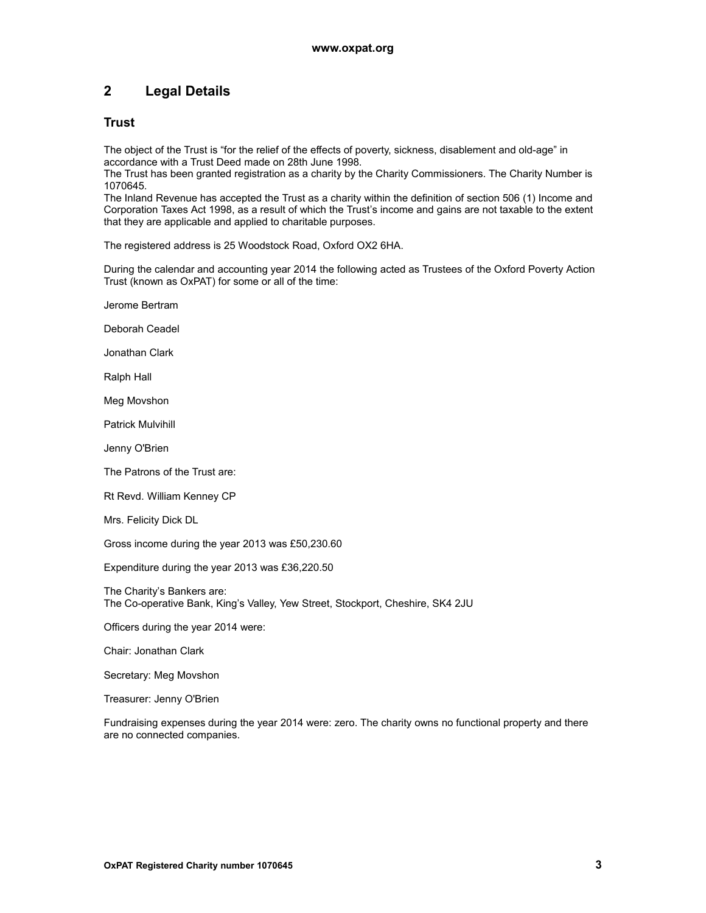## 2 Legal Details

### Trust

The object of the Trust is "for the relief of the effects of poverty, sickness, disablement and old-age" in accordance with a Trust Deed made on 28th June 1998.
The Trust has been granted registration as a charity by the Charity Commissioners. The Charity Number is 1070645.
The Inland Revenue has accepted the Trust as a charity within the definition of section 506 (1) Income and Corporation Taxes Act 1998, as a result of which the Trust's income and gains are not taxable to the extent that they are applicable and applied to charitable purposes.

The registered address is 25 Woodstock Road, Oxford OX2 6HA.

During the calendar and accounting year 2014 the following acted as Trustees of the Oxford Poverty Action Trust (known as OxPAT) for some or all of the time:

Jerome Bertram

Deborah Ceadel

Jonathan Clark

Ralph Hall

Meg Movshon

Patrick Mulvihill

Jenny O'Brien

The Patrons of the Trust are:

Rt Revd. William Kenney CP

Mrs. Felicity Dick DL

Gross income during the year 2013 was £50,230.60

Expenditure during the year 2013 was £36,220.50

The Charity's Bankers are:
The Co-operative Bank, King's Valley, Yew Street, Stockport, Cheshire, SK4 2JU

Officers during the year 2014 were:

Chair: Jonathan Clark

Secretary: Meg Movshon

Treasurer: Jenny O'Brien

Fundraising expenses during the year 2014 were: zero. The charity owns no functional property and there are no connected companies.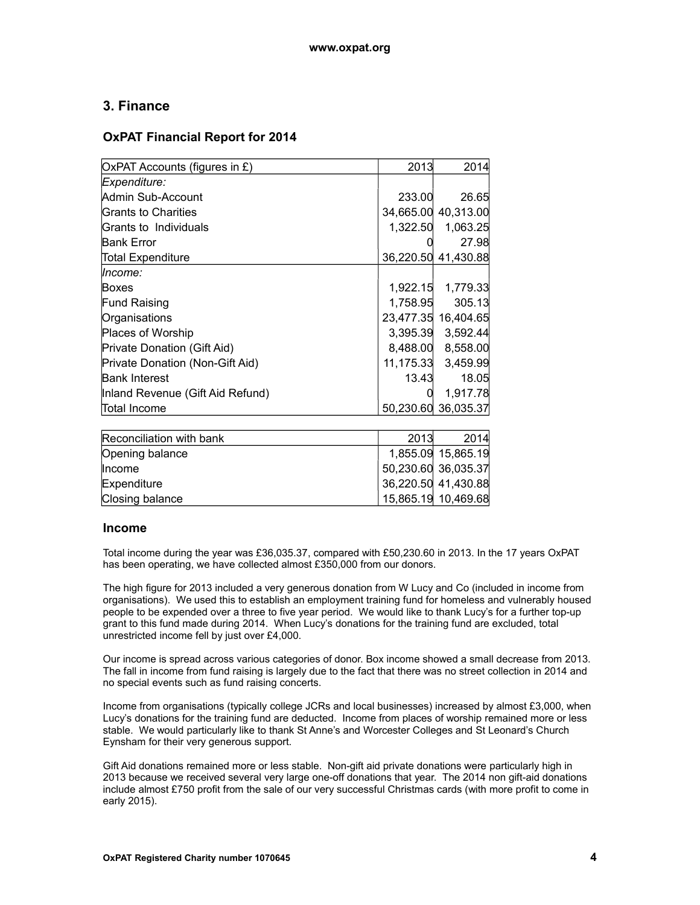## 3. Finance

### OxPAT Financial Report for 2014

| OxPAT Accounts (figures in £) | 2013 | 2014 |
|---|---|---|
| *Expenditure:* | | |
| Admin Sub-Account | 233.00 | 26.65 |
| Grants to Charities | 34,665.00 | 40,313.00 |
| Grants to Individuals | 1,322.50 | 1,063.25 |
| Bank Error | 0 | 27.98 |
| Total Expenditure | 36,220.50 | 41,430.88 |
| *Income:* | | |
| Boxes | 1,922.15 | 1,779.33 |
| Fund Raising | 1,758.95 | 305.13 |
| Organisations | 23,477.35 | 16,404.65 |
| Places of Worship | 3,395.39 | 3,592.44 |
| Private Donation (Gift Aid) | 8,488.00 | 8,558.00 |
| Private Donation (Non-Gift Aid) | 11,175.33 | 3,459.99 |
| Bank Interest | 13.43 | 18.05 |
| Inland Revenue (Gift Aid Refund) | 0 | 1,917.78 |
| Total Income | 50,230.60 | 36,035.37 |

| Reconciliation with bank | 2013 | 2014 |
|---|---|---|
| Opening balance | 1,855.09 | 15,865.19 |
| Income | 50,230.60 | 36,035.37 |
| Expenditure | 36,220.50 | 41,430.88 |
| Closing balance | 15,865.19 | 10,469.68 |

### Income

Total income during the year was £36,035.37, compared with £50,230.60 in 2013. In the 17 years OxPAT has been operating, we have collected almost £350,000 from our donors.

The high figure for 2013 included a very generous donation from W Lucy and Co (included in income from organisations). We used this to establish an employment training fund for homeless and vulnerably housed people to be expended over a three to five year period. We would like to thank Lucy's for a further top-up grant to this fund made during 2014. When Lucy's donations for the training fund are excluded, total unrestricted income fell by just over £4,000.

Our income is spread across various categories of donor. Box income showed a small decrease from 2013. The fall in income from fund raising is largely due to the fact that there was no street collection in 2014 and no special events such as fund raising concerts.

Income from organisations (typically college JCRs and local businesses) increased by almost £3,000, when Lucy's donations for the training fund are deducted. Income from places of worship remained more or less stable. We would particularly like to thank St Anne's and Worcester Colleges and St Leonard's Church Eynsham for their very generous support.

Gift Aid donations remained more or less stable. Non-gift aid private donations were particularly high in 2013 because we received several very large one-off donations that year. The 2014 non gift-aid donations include almost £750 profit from the sale of our very successful Christmas cards (with more profit to come in early 2015).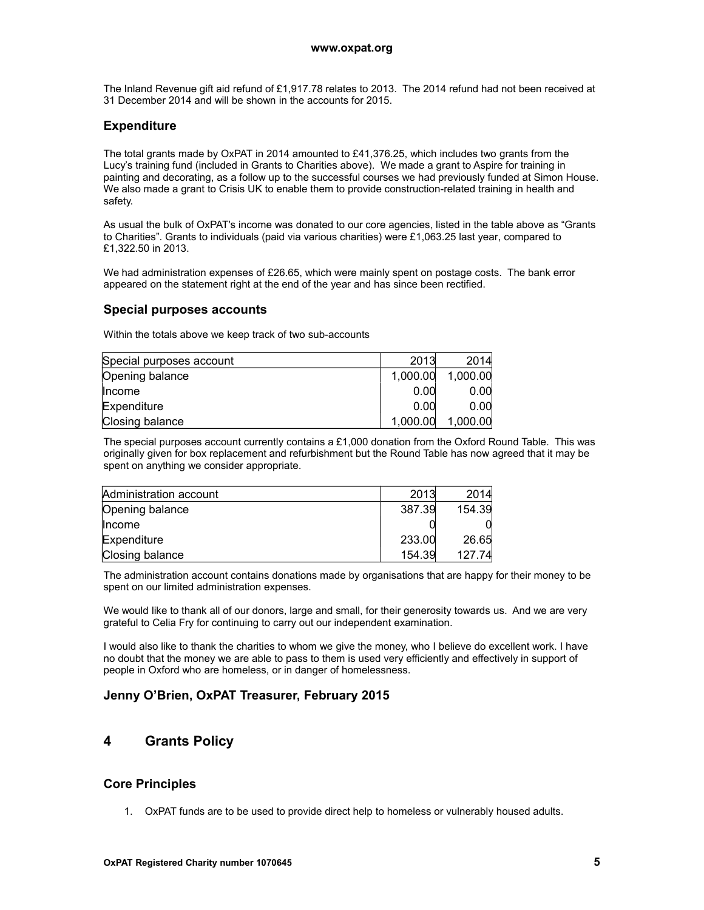The Inland Revenue gift aid refund of £1,917.78 relates to 2013. The 2014 refund had not been received at 31 December 2014 and will be shown in the accounts for 2015.

### Expenditure

The total grants made by OxPAT in 2014 amounted to £41,376.25, which includes two grants from the Lucy's training fund (included in Grants to Charities above). We made a grant to Aspire for training in painting and decorating, as a follow up to the successful courses we had previously funded at Simon House. We also made a grant to Crisis UK to enable them to provide construction-related training in health and safety.

As usual the bulk of OxPAT's income was donated to our core agencies, listed in the table above as "Grants to Charities". Grants to individuals (paid via various charities) were £1,063.25 last year, compared to £1,322.50 in 2013.

We had administration expenses of £26.65, which were mainly spent on postage costs. The bank error appeared on the statement right at the end of the year and has since been rectified.

### Special purposes accounts

Within the totals above we keep track of two sub-accounts

| Special purposes account | 2013 | 2014 |
|---|---|---|
| Opening balance | 1,000.00 | 1,000.00 |
| Income | 0.00 | 0.00 |
| Expenditure | 0.00 | 0.00 |
| Closing balance | 1,000.00 | 1,000.00 |

The special purposes account currently contains a £1,000 donation from the Oxford Round Table. This was originally given for box replacement and refurbishment but the Round Table has now agreed that it may be spent on anything we consider appropriate.

| Administration account | 2013 | 2014 |
|---|---|---|
| Opening balance | 387.39 | 154.39 |
| Income | 0 | 0 |
| Expenditure | 233.00 | 26.65 |
| Closing balance | 154.39 | 127.74 |

The administration account contains donations made by organisations that are happy for their money to be spent on our limited administration expenses.

We would like to thank all of our donors, large and small, for their generosity towards us. And we are very grateful to Celia Fry for continuing to carry out our independent examination.

I would also like to thank the charities to whom we give the money, who I believe do excellent work. I have no doubt that the money we are able to pass to them is used very efficiently and effectively in support of people in Oxford who are homeless, or in danger of homelessness.

### Jenny O'Brien, OxPAT Treasurer, February 2015

## 4 Grants Policy

### Core Principles

1. OxPAT funds are to be used to provide direct help to homeless or vulnerably housed adults.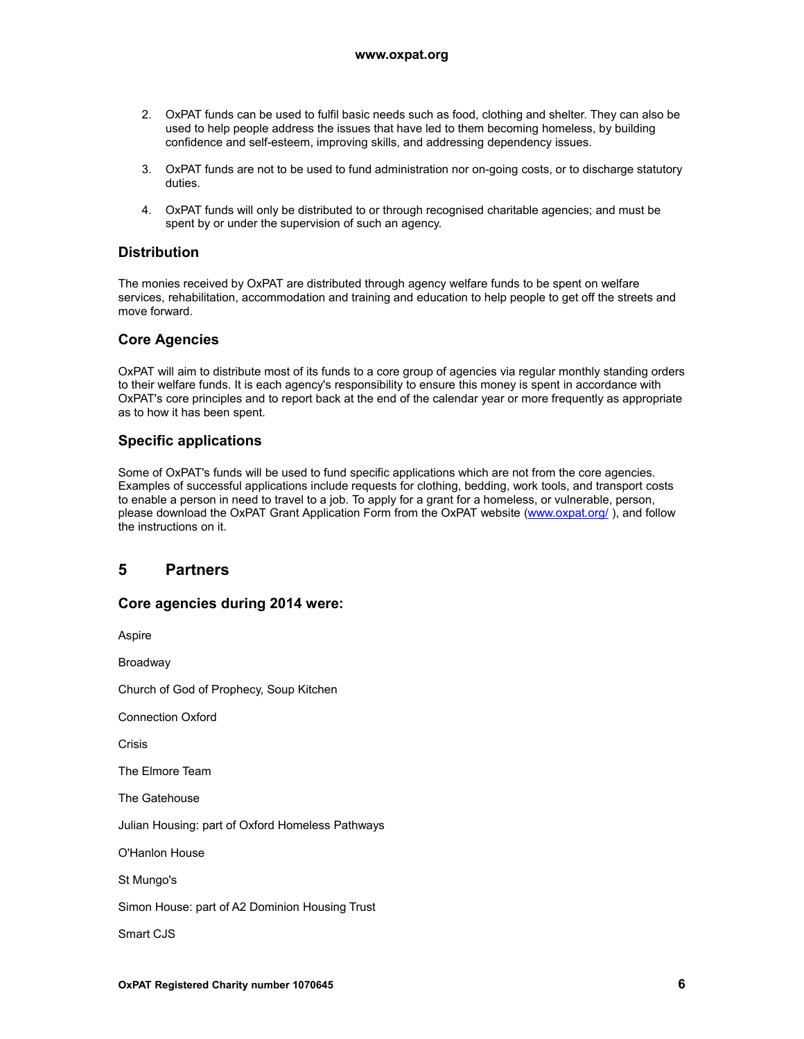2. OxPAT funds can be used to fulfil basic needs such as food, clothing and shelter. They can also be used to help people address the issues that have led to them becoming homeless, by building confidence and self-esteem, improving skills, and addressing dependency issues.

3. OxPAT funds are not to be used to fund administration nor on-going costs, or to discharge statutory duties.

4. OxPAT funds will only be distributed to or through recognised charitable agencies; and must be spent by or under the supervision of such an agency.

### Distribution

The monies received by OxPAT are distributed through agency welfare funds to be spent on welfare services, rehabilitation, accommodation and training and education to help people to get off the streets and move forward.

### Core Agencies

OxPAT will aim to distribute most of its funds to a core group of agencies via regular monthly standing orders to their welfare funds. It is each agency's responsibility to ensure this money is spent in accordance with OxPAT's core principles and to report back at the end of the calendar year or more frequently as appropriate as to how it has been spent.

### Specific applications

Some of OxPAT's funds will be used to fund specific applications which are not from the core agencies. Examples of successful applications include requests for clothing, bedding, work tools, and transport costs to enable a person in need to travel to a job. To apply for a grant for a homeless, or vulnerable, person, please download the OxPAT Grant Application Form from the OxPAT website (www.oxpat.org/ ), and follow the instructions on it.

## 5 Partners

### Core agencies during 2014 were:

Aspire

Broadway

Church of God of Prophecy, Soup Kitchen

Connection Oxford

Crisis

The Elmore Team

The Gatehouse

Julian Housing: part of Oxford Homeless Pathways

O'Hanlon House

St Mungo's

Simon House: part of A2 Dominion Housing Trust

Smart CJS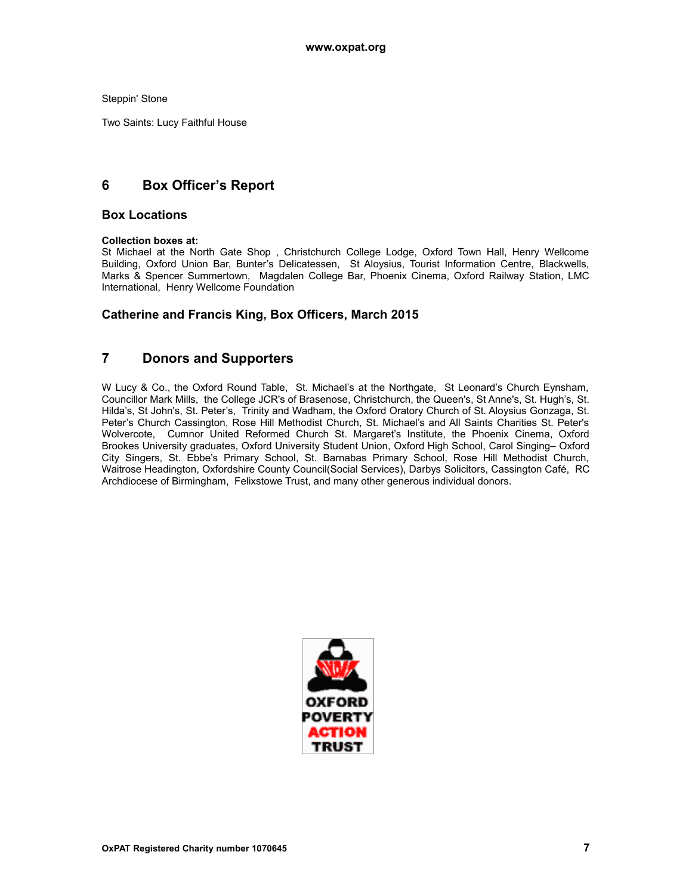Steppin' Stone

Two Saints: Lucy Faithful House

## 6 Box Officer's Report

### Box Locations

**Collection boxes at:**
St Michael at the North Gate Shop , Christchurch College Lodge, Oxford Town Hall, Henry Wellcome Building, Oxford Union Bar, Bunter's Delicatessen, St Aloysius, Tourist Information Centre, Blackwells, Marks & Spencer Summertown, Magdalen College Bar, Phoenix Cinema, Oxford Railway Station, LMC International, Henry Wellcome Foundation

### Catherine and Francis King, Box Officers, March 2015

## 7 Donors and Supporters

W Lucy & Co., the Oxford Round Table, St. Michael's at the Northgate, St Leonard's Church Eynsham, Councillor Mark Mills, the College JCR's of Brasenose, Christchurch, the Queen's, St Anne's, St. Hugh's, St. Hilda's, St John's, St. Peter's, Trinity and Wadham, the Oxford Oratory Church of St. Aloysius Gonzaga, St. Peter's Church Cassington, Rose Hill Methodist Church, St. Michael's and All Saints Charities St. Peter's Wolvercote, Cumnor United Reformed Church St. Margaret's Institute, the Phoenix Cinema, Oxford Brookes University graduates, Oxford University Student Union, Oxford High School, Carol Singing– Oxford City Singers, St. Ebbe's Primary School, St. Barnabas Primary School, Rose Hill Methodist Church, Waitrose Headington, Oxfordshire County Council(Social Services), Darbys Solicitors, Cassington Café, RC Archdiocese of Birmingham, Felixstowe Trust, and many other generous individual donors.

OXFORD POVERTY ACTION TRUST